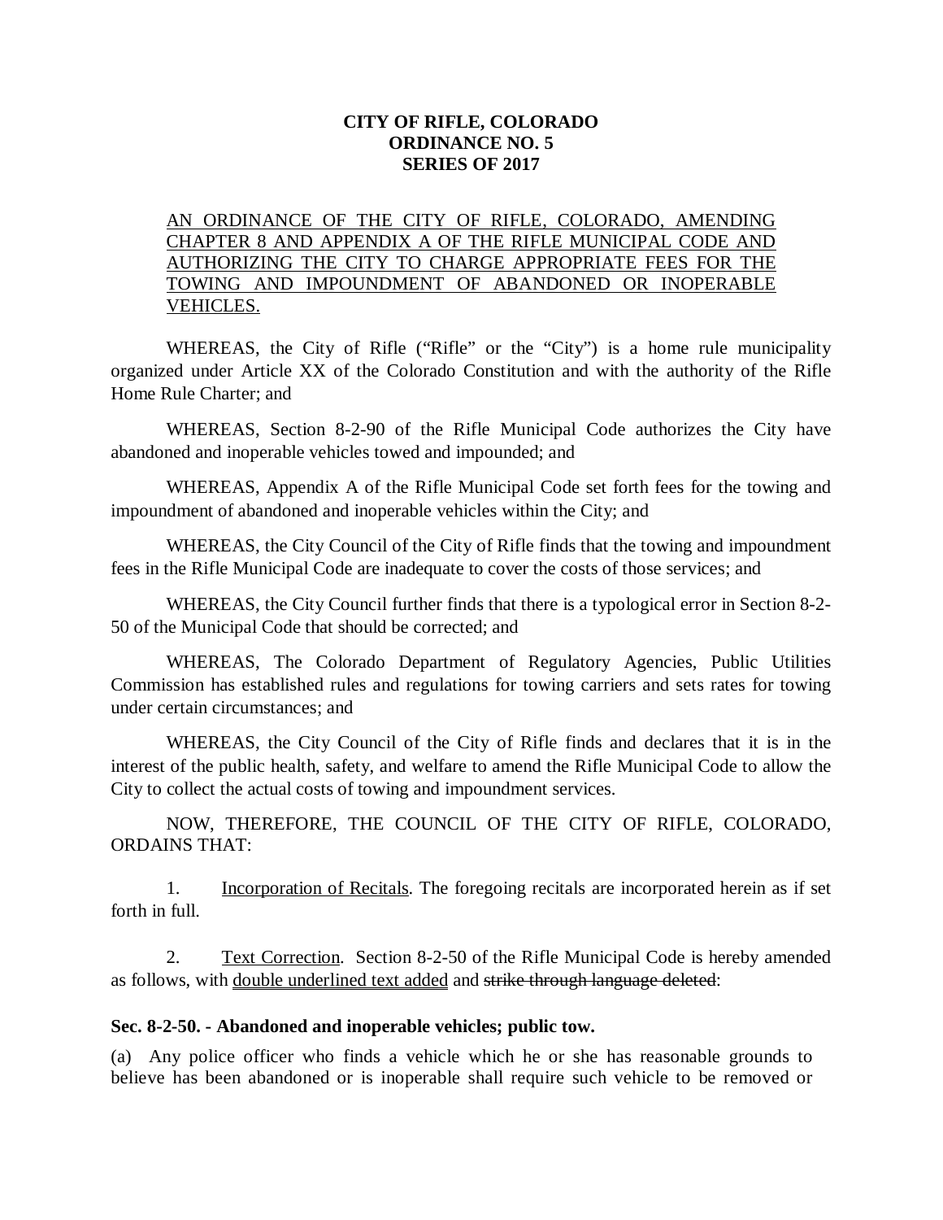**CITY OF RIFLE, COLORADO**
**ORDINANCE NO. 5**
**SERIES OF 2017**

AN ORDINANCE OF THE CITY OF RIFLE, COLORADO, AMENDING CHAPTER 8 AND APPENDIX A OF THE RIFLE MUNICIPAL CODE AND AUTHORIZING THE CITY TO CHARGE APPROPRIATE FEES FOR THE TOWING AND IMPOUNDMENT OF ABANDONED OR INOPERABLE VEHICLES.

WHEREAS, the City of Rifle ("Rifle" or the "City") is a home rule municipality organized under Article XX of the Colorado Constitution and with the authority of the Rifle Home Rule Charter; and

WHEREAS, Section 8-2-90 of the Rifle Municipal Code authorizes the City have abandoned and inoperable vehicles towed and impounded; and

WHEREAS, Appendix A of the Rifle Municipal Code set forth fees for the towing and impoundment of abandoned and inoperable vehicles within the City; and

WHEREAS, the City Council of the City of Rifle finds that the towing and impoundment fees in the Rifle Municipal Code are inadequate to cover the costs of those services; and

WHEREAS, the City Council further finds that there is a typological error in Section 8-2-50 of the Municipal Code that should be corrected; and

WHEREAS, The Colorado Department of Regulatory Agencies, Public Utilities Commission has established rules and regulations for towing carriers and sets rates for towing under certain circumstances; and

WHEREAS, the City Council of the City of Rifle finds and declares that it is in the interest of the public health, safety, and welfare to amend the Rifle Municipal Code to allow the City to collect the actual costs of towing and impoundment services.

NOW, THEREFORE, THE COUNCIL OF THE CITY OF RIFLE, COLORADO, ORDAINS THAT:

1. Incorporation of Recitals. The foregoing recitals are incorporated herein as if set forth in full.

2. Text Correction. Section 8-2-50 of the Rifle Municipal Code is hereby amended as follows, with double underlined text added and ~~strike through language deleted~~:

**Sec. 8-2-50. - Abandoned and inoperable vehicles; public tow.**

(a) Any police officer who finds a vehicle which he or she has reasonable grounds to believe has been abandoned or is inoperable shall require such vehicle to be removed or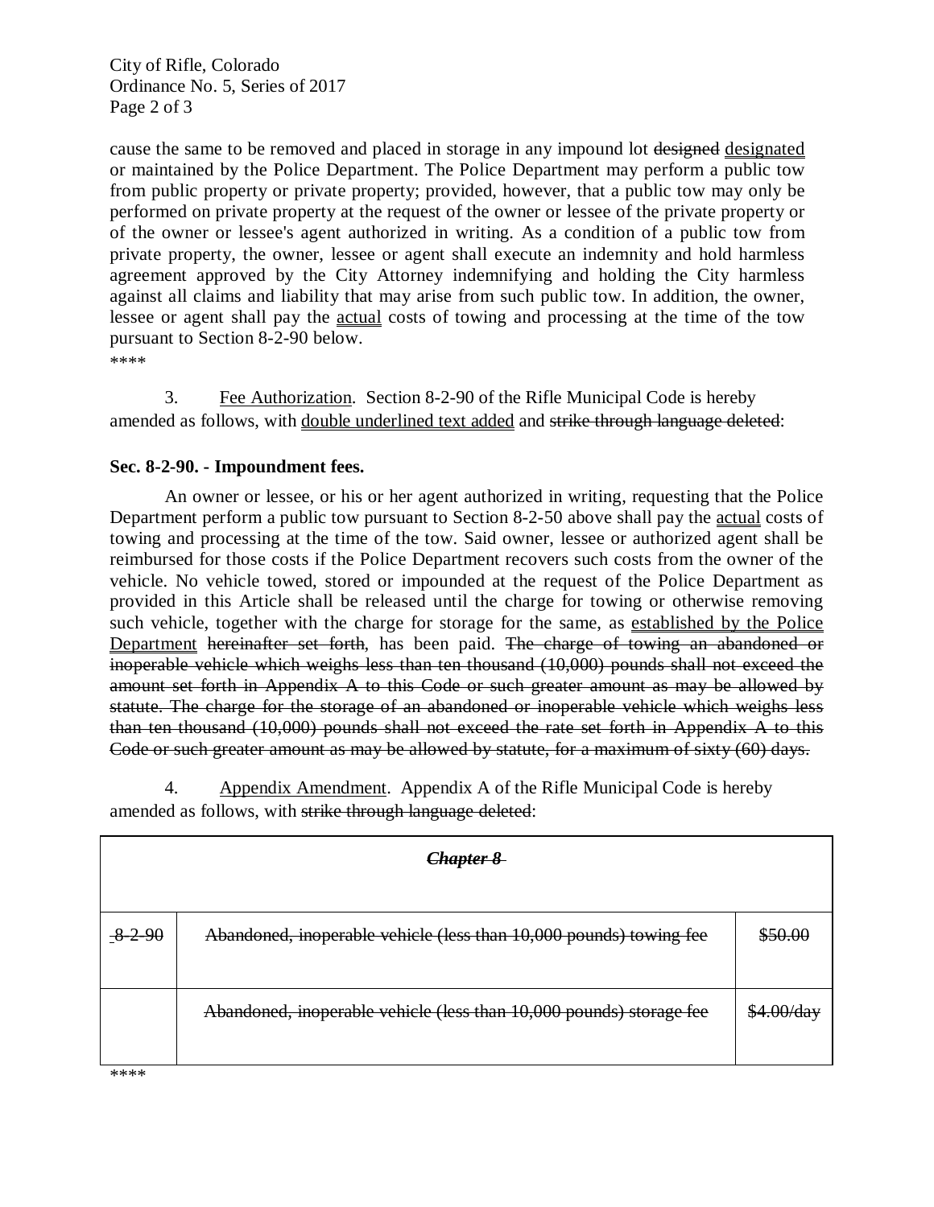cause the same to be removed and placed in storage in any impound lot ~~designed~~ <u>designated</u> or maintained by the Police Department. The Police Department may perform a public tow from public property or private property; provided, however, that a public tow may only be performed on private property at the request of the owner or lessee of the private property or of the owner or lessee's agent authorized in writing. As a condition of a public tow from private property, the owner, lessee or agent shall execute an indemnity and hold harmless agreement approved by the City Attorney indemnifying and holding the City harmless against all claims and liability that may arise from such public tow. In addition, the owner, lessee or agent shall pay the <u>actual</u> costs of towing and processing at the time of the tow pursuant to Section 8-2-90 below.

****

3. <u>Fee Authorization</u>. Section 8-2-90 of the Rifle Municipal Code is hereby amended as follows, with <u>double underlined text added</u> and ~~strike through language deleted~~:

**Sec. 8-2-90. - Impoundment fees.**

An owner or lessee, or his or her agent authorized in writing, requesting that the Police Department perform a public tow pursuant to Section 8-2-50 above shall pay the <u>actual</u> costs of towing and processing at the time of the tow. Said owner, lessee or authorized agent shall be reimbursed for those costs if the Police Department recovers such costs from the owner of the vehicle. No vehicle towed, stored or impounded at the request of the Police Department as provided in this Article shall be released until the charge for towing or otherwise removing such vehicle, together with the charge for storage for the same, as <u>established by the Police Department</u> ~~hereinafter set forth~~, has been paid. ~~The charge of towing an abandoned or inoperable vehicle which weighs less than ten thousand (10,000) pounds shall not exceed the amount set forth in Appendix A to this Code or such greater amount as may be allowed by statute. The charge for the storage of an abandoned or inoperable vehicle which weighs less than ten thousand (10,000) pounds shall not exceed the rate set forth in Appendix A to this Code or such greater amount as may be allowed by statute, for a maximum of sixty (60) days.~~

4. <u>Appendix Amendment</u>. Appendix A of the Rifle Municipal Code is hereby amended as follows, with ~~strike through language deleted~~:

| ***~~Chapter 8~~*** | | |
|---|---|---|
| ~~8-2-90~~ | ~~Abandoned, inoperable vehicle (less than 10,000 pounds) towing fee~~ | ~~$50.00~~ |
| | ~~Abandoned, inoperable vehicle (less than 10,000 pounds) storage fee~~ | ~~$4.00/day~~ |

****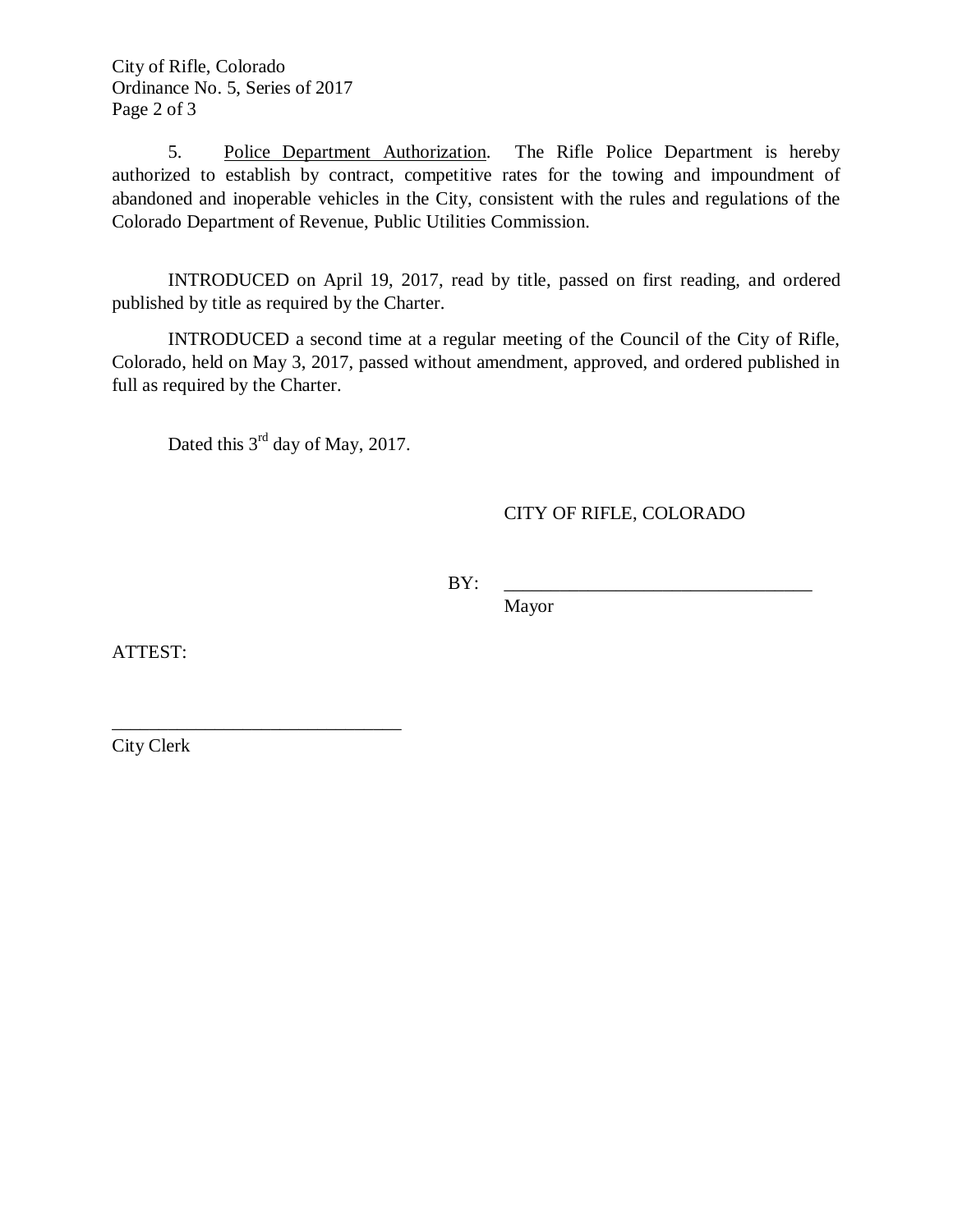5. Police Department Authorization. The Rifle Police Department is hereby authorized to establish by contract, competitive rates for the towing and impoundment of abandoned and inoperable vehicles in the City, consistent with the rules and regulations of the Colorado Department of Revenue, Public Utilities Commission.

INTRODUCED on April 19, 2017, read by title, passed on first reading, and ordered published by title as required by the Charter.

INTRODUCED a second time at a regular meeting of the Council of the City of Rifle, Colorado, held on May 3, 2017, passed without amendment, approved, and ordered published in full as required by the Charter.

Dated this 3rd day of May, 2017.

CITY OF RIFLE, COLORADO

BY: ________________________________
Mayor

ATTEST:

______________________________
City Clerk